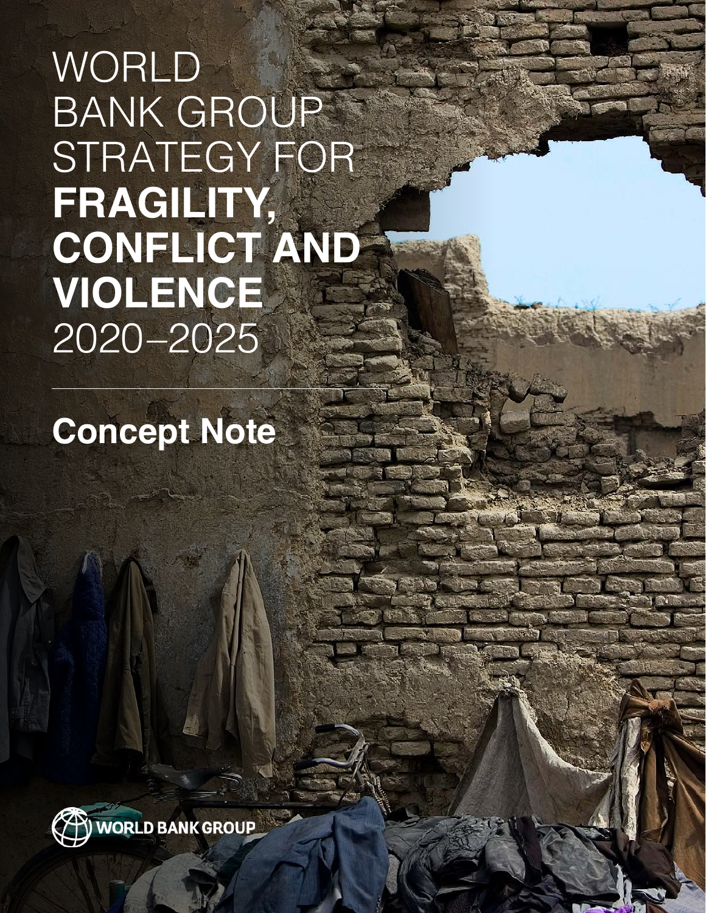# WORLD BANK GROUP STRATEGY FOR **FRAGILITY, CONFLICT AND VIOLENCE** 2020–2025

## Concept Note

WORLD BANK GROUP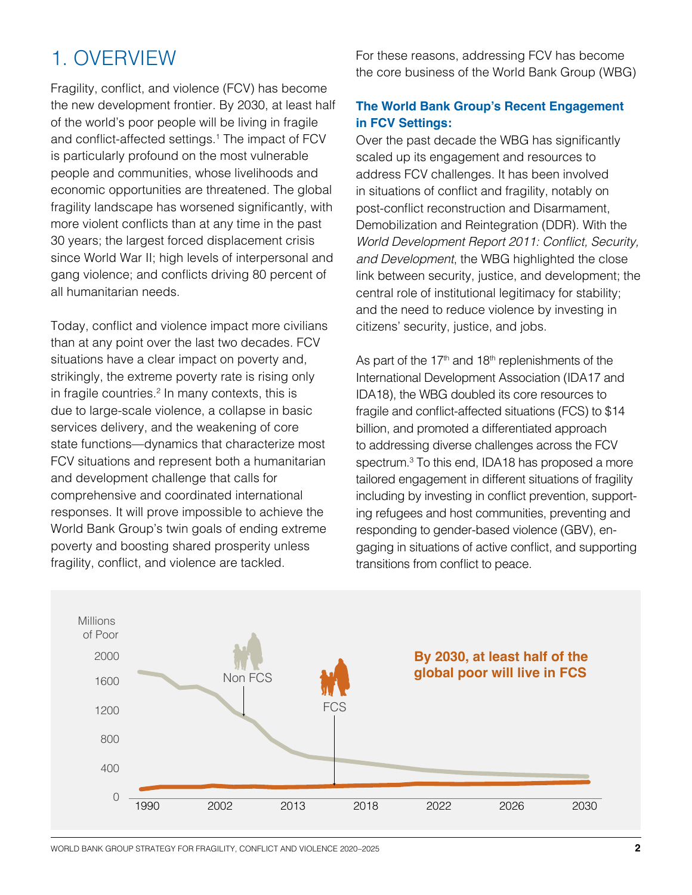# 1. OVERVIEW

Fragility, conflict, and violence (FCV) has become the new development frontier. By 2030, at least half of the world's poor people will be living in fragile and conflict-affected settings.[1] The impact of FCV is particularly profound on the most vulnerable people and communities, whose livelihoods and economic opportunities are threatened. The global fragility landscape has worsened significantly, with more violent conflicts than at any time in the past 30 years; the largest forced displacement crisis since World War II; high levels of interpersonal and gang violence; and conflicts driving 80 percent of all humanitarian needs.

Today, conflict and violence impact more civilians than at any point over the last two decades. FCV situations have a clear impact on poverty and, strikingly, the extreme poverty rate is rising only in fragile countries.[2] In many contexts, this is due to large-scale violence, a collapse in basic services delivery, and the weakening of core state functions—dynamics that characterize most FCV situations and represent both a humanitarian and development challenge that calls for comprehensive and coordinated international responses. It will prove impossible to achieve the World Bank Group's twin goals of ending extreme poverty and boosting shared prosperity unless fragility, conflict, and violence are tackled.

For these reasons, addressing FCV has become the core business of the World Bank Group (WBG)

**The World Bank Group's Recent Engagement in FCV Settings:**

Over the past decade the WBG has significantly scaled up its engagement and resources to address FCV challenges. It has been involved in situations of conflict and fragility, notably on post-conflict reconstruction and Disarmament, Demobilization and Reintegration (DDR). With the *World Development Report 2011: Conflict, Security, and Development*, the WBG highlighted the close link between security, justice, and development; the central role of institutional legitimacy for stability; and the need to reduce violence by investing in citizens' security, justice, and jobs.

As part of the 17th and 18th replenishments of the International Development Association (IDA17 and IDA18), the WBG doubled its core resources to fragile and conflict-affected situations (FCS) to $14 billion, and promoted a differentiated approach to addressing diverse challenges across the FCV spectrum.[3] To this end, IDA18 has proposed a more tailored engagement in different situations of fragility including by investing in conflict prevention, supporting refugees and host communities, preventing and responding to gender-based violence (GBV), engaging in situations of active conflict, and supporting transitions from conflict to peace.

Millions of Poor

2000
1600
1200
800
400
0

1990 2002 2013 2018 2022 2026 2030

Non FCS

FCS

**By 2030, at least half of the global poor will live in FCS**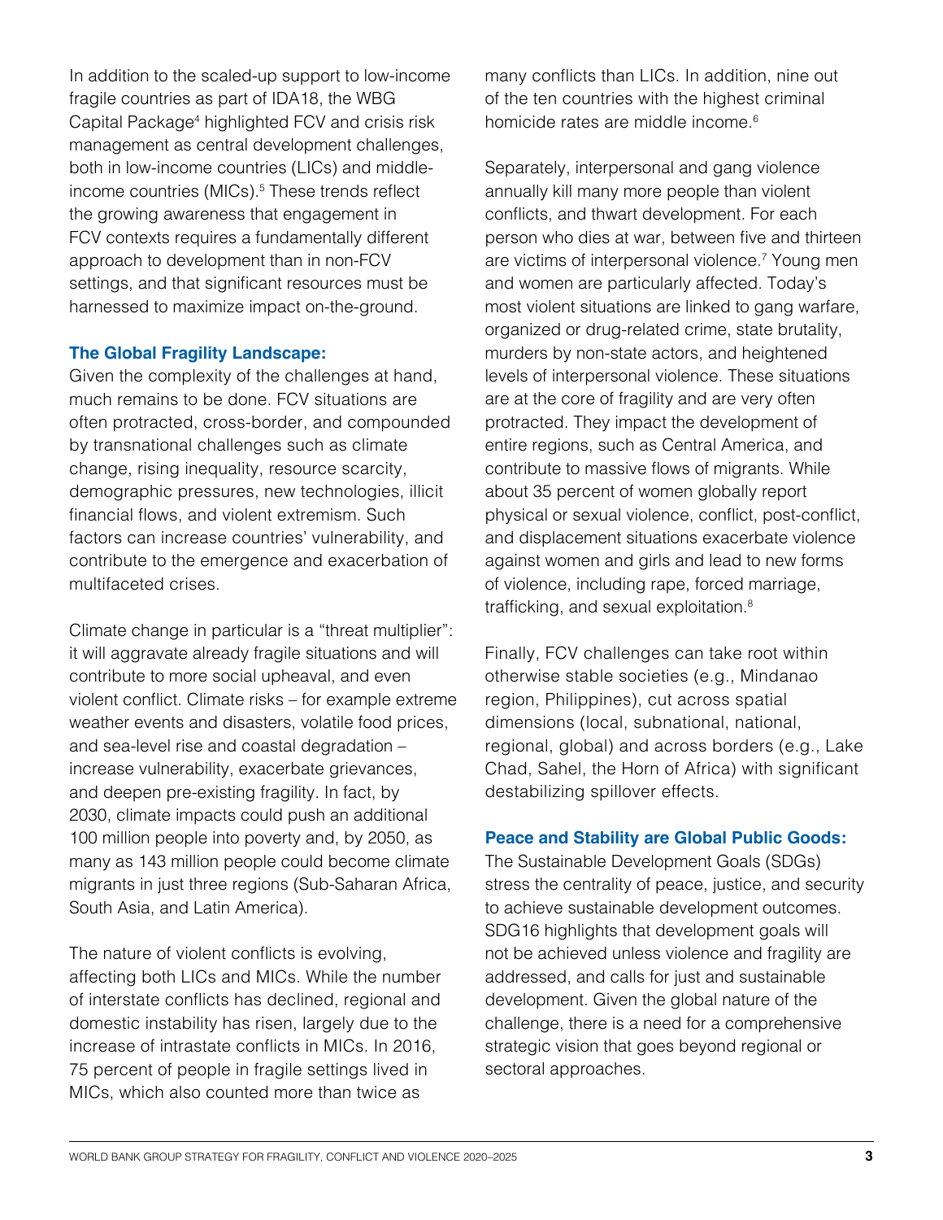In addition to the scaled-up support to low-income fragile countries as part of IDA18, the WBG Capital Package[4] highlighted FCV and crisis risk management as central development challenges, both in low-income countries (LICs) and middle-income countries (MICs).[5] These trends reflect the growing awareness that engagement in FCV contexts requires a fundamentally different approach to development than in non-FCV settings, and that significant resources must be harnessed to maximize impact on-the-ground.

**The Global Fragility Landscape:**
Given the complexity of the challenges at hand, much remains to be done. FCV situations are often protracted, cross-border, and compounded by transnational challenges such as climate change, rising inequality, resource scarcity, demographic pressures, new technologies, illicit financial flows, and violent extremism. Such factors can increase countries' vulnerability, and contribute to the emergence and exacerbation of multifaceted crises.

Climate change in particular is a "threat multiplier": it will aggravate already fragile situations and will contribute to more social upheaval, and even violent conflict. Climate risks – for example extreme weather events and disasters, volatile food prices, and sea-level rise and coastal degradation – increase vulnerability, exacerbate grievances, and deepen pre-existing fragility. In fact, by 2030, climate impacts could push an additional 100 million people into poverty and, by 2050, as many as 143 million people could become climate migrants in just three regions (Sub-Saharan Africa, South Asia, and Latin America).

The nature of violent conflicts is evolving, affecting both LICs and MICs. While the number of interstate conflicts has declined, regional and domestic instability has risen, largely due to the increase of intrastate conflicts in MICs. In 2016, 75 percent of people in fragile settings lived in MICs, which also counted more than twice as many conflicts than LICs. In addition, nine out of the ten countries with the highest criminal homicide rates are middle income.[6]

Separately, interpersonal and gang violence annually kill many more people than violent conflicts, and thwart development. For each person who dies at war, between five and thirteen are victims of interpersonal violence.[7] Young men and women are particularly affected. Today's most violent situations are linked to gang warfare, organized or drug-related crime, state brutality, murders by non-state actors, and heightened levels of interpersonal violence. These situations are at the core of fragility and are very often protracted. They impact the development of entire regions, such as Central America, and contribute to massive flows of migrants. While about 35 percent of women globally report physical or sexual violence, conflict, post-conflict, and displacement situations exacerbate violence against women and girls and lead to new forms of violence, including rape, forced marriage, trafficking, and sexual exploitation.[8]

Finally, FCV challenges can take root within otherwise stable societies (e.g., Mindanao region, Philippines), cut across spatial dimensions (local, subnational, national, regional, global) and across borders (e.g., Lake Chad, Sahel, the Horn of Africa) with significant destabilizing spillover effects.

**Peace and Stability are Global Public Goods:**
The Sustainable Development Goals (SDGs) stress the centrality of peace, justice, and security to achieve sustainable development outcomes. SDG16 highlights that development goals will not be achieved unless violence and fragility are addressed, and calls for just and sustainable development. Given the global nature of the challenge, there is a need for a comprehensive strategic vision that goes beyond regional or sectoral approaches.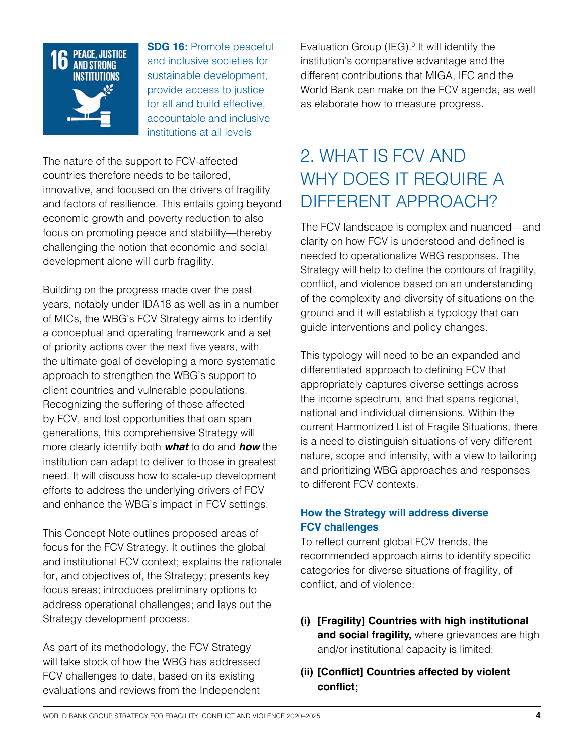**SDG 16:** Promote peaceful and inclusive societies for sustainable development, provide access to justice for all and build effective, accountable and inclusive institutions at all levels

The nature of the support to FCV-affected countries therefore needs to be tailored, innovative, and focused on the drivers of fragility and factors of resilience. This entails going beyond economic growth and poverty reduction to also focus on promoting peace and stability—thereby challenging the notion that economic and social development alone will curb fragility.

Building on the progress made over the past years, notably under IDA18 as well as in a number of MICs, the WBG's FCV Strategy aims to identify a conceptual and operating framework and a set of priority actions over the next five years, with the ultimate goal of developing a more systematic approach to strengthen the WBG's support to client countries and vulnerable populations. Recognizing the suffering of those affected by FCV, and lost opportunities that can span generations, this comprehensive Strategy will more clearly identify both ***what*** to do and ***how*** the institution can adapt to deliver to those in greatest need. It will discuss how to scale-up development efforts to address the underlying drivers of FCV and enhance the WBG's impact in FCV settings.

This Concept Note outlines proposed areas of focus for the FCV Strategy. It outlines the global and institutional FCV context; explains the rationale for, and objectives of, the Strategy; presents key focus areas; introduces preliminary options to address operational challenges; and lays out the Strategy development process.

As part of its methodology, the FCV Strategy will take stock of how the WBG has addressed FCV challenges to date, based on its existing evaluations and reviews from the Independent Evaluation Group (IEG).[9] It will identify the institution's comparative advantage and the different contributions that MIGA, IFC and the World Bank can make on the FCV agenda, as well as elaborate how to measure progress.

## 2. WHAT IS FCV AND WHY DOES IT REQUIRE A DIFFERENT APPROACH?

The FCV landscape is complex and nuanced—and clarity on how FCV is understood and defined is needed to operationalize WBG responses. The Strategy will help to define the contours of fragility, conflict, and violence based on an understanding of the complexity and diversity of situations on the ground and it will establish a typology that can guide interventions and policy changes.

This typology will need to be an expanded and differentiated approach to defining FCV that appropriately captures diverse settings across the income spectrum, and that spans regional, national and individual dimensions. Within the current Harmonized List of Fragile Situations, there is a need to distinguish situations of very different nature, scope and intensity, with a view to tailoring and prioritizing WBG approaches and responses to different FCV contexts.

### How the Strategy will address diverse FCV challenges

To reflect current global FCV trends, the recommended approach aims to identify specific categories for diverse situations of fragility, of conflict, and of violence:

- **(i) [Fragility] Countries with high institutional and social fragility,** where grievances are high and/or institutional capacity is limited;
- **(ii) [Conflict] Countries affected by violent conflict;**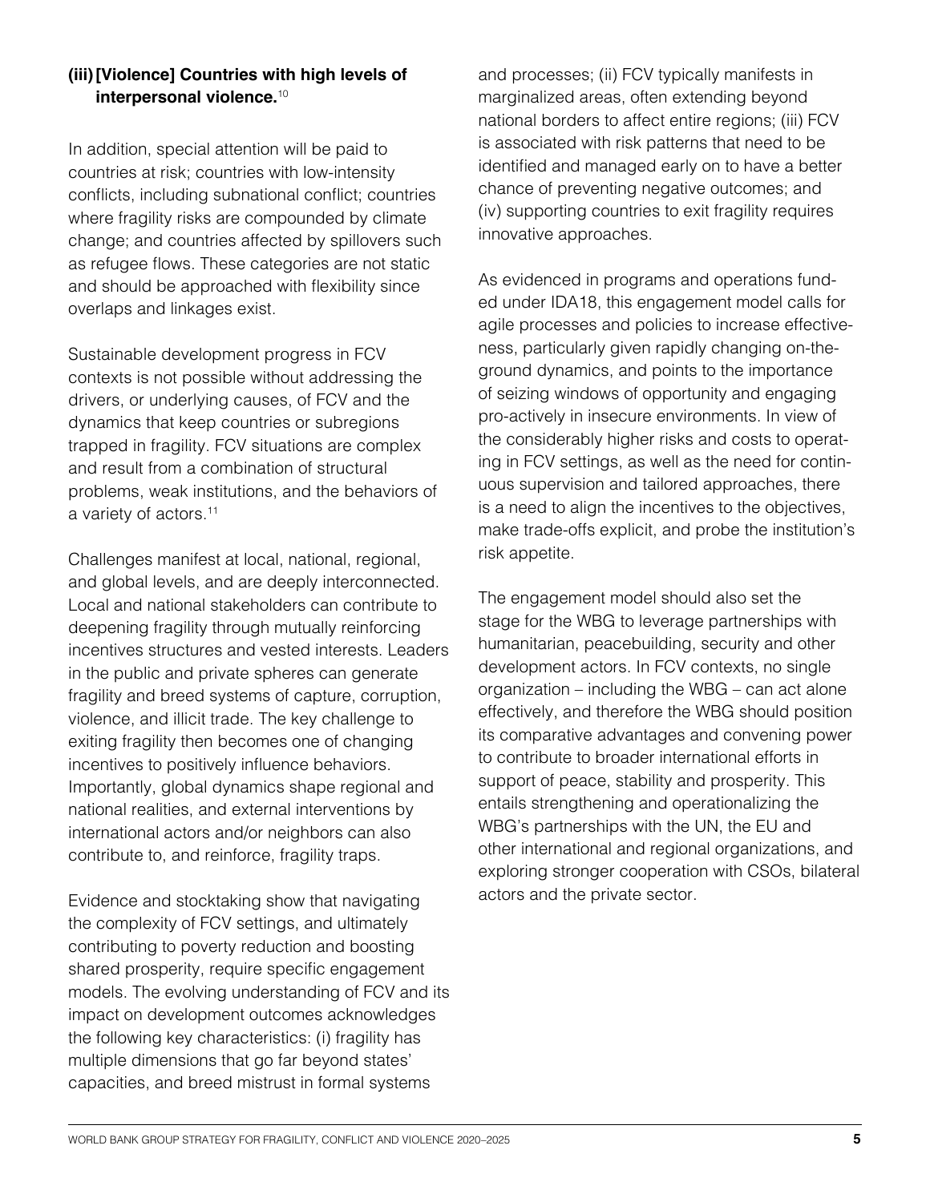**(iii) [Violence] Countries with high levels of interpersonal violence.**[10]

In addition, special attention will be paid to countries at risk; countries with low-intensity conflicts, including subnational conflict; countries where fragility risks are compounded by climate change; and countries affected by spillovers such as refugee flows. These categories are not static and should be approached with flexibility since overlaps and linkages exist.

Sustainable development progress in FCV contexts is not possible without addressing the drivers, or underlying causes, of FCV and the dynamics that keep countries or subregions trapped in fragility. FCV situations are complex and result from a combination of structural problems, weak institutions, and the behaviors of a variety of actors.[11]

Challenges manifest at local, national, regional, and global levels, and are deeply interconnected. Local and national stakeholders can contribute to deepening fragility through mutually reinforcing incentives structures and vested interests. Leaders in the public and private spheres can generate fragility and breed systems of capture, corruption, violence, and illicit trade. The key challenge to exiting fragility then becomes one of changing incentives to positively influence behaviors. Importantly, global dynamics shape regional and national realities, and external interventions by international actors and/or neighbors can also contribute to, and reinforce, fragility traps.

Evidence and stocktaking show that navigating the complexity of FCV settings, and ultimately contributing to poverty reduction and boosting shared prosperity, require specific engagement models. The evolving understanding of FCV and its impact on development outcomes acknowledges the following key characteristics: (i) fragility has multiple dimensions that go far beyond states' capacities, and breed mistrust in formal systems and processes; (ii) FCV typically manifests in marginalized areas, often extending beyond national borders to affect entire regions; (iii) FCV is associated with risk patterns that need to be identified and managed early on to have a better chance of preventing negative outcomes; and (iv) supporting countries to exit fragility requires innovative approaches.

As evidenced in programs and operations funded under IDA18, this engagement model calls for agile processes and policies to increase effectiveness, particularly given rapidly changing on-the-ground dynamics, and points to the importance of seizing windows of opportunity and engaging pro-actively in insecure environments. In view of the considerably higher risks and costs to operating in FCV settings, as well as the need for continuous supervision and tailored approaches, there is a need to align the incentives to the objectives, make trade-offs explicit, and probe the institution's risk appetite.

The engagement model should also set the stage for the WBG to leverage partnerships with humanitarian, peacebuilding, security and other development actors. In FCV contexts, no single organization – including the WBG – can act alone effectively, and therefore the WBG should position its comparative advantages and convening power to contribute to broader international efforts in support of peace, stability and prosperity. This entails strengthening and operationalizing the WBG's partnerships with the UN, the EU and other international and regional organizations, and exploring stronger cooperation with CSOs, bilateral actors and the private sector.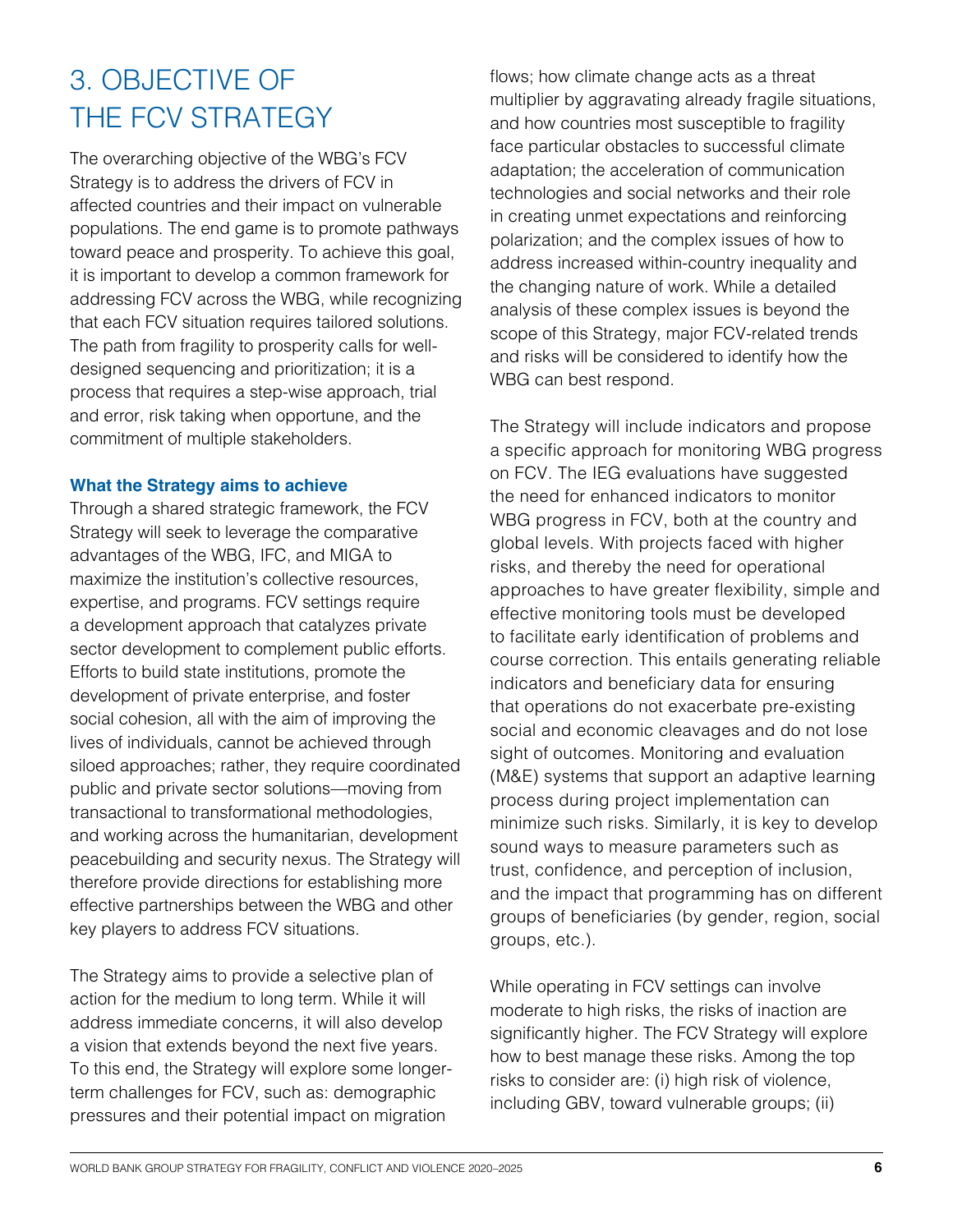# 3. OBJECTIVE OF THE FCV STRATEGY

The overarching objective of the WBG's FCV Strategy is to address the drivers of FCV in affected countries and their impact on vulnerable populations. The end game is to promote pathways toward peace and prosperity. To achieve this goal, it is important to develop a common framework for addressing FCV across the WBG, while recognizing that each FCV situation requires tailored solutions. The path from fragility to prosperity calls for well-designed sequencing and prioritization; it is a process that requires a step-wise approach, trial and error, risk taking when opportune, and the commitment of multiple stakeholders.

### What the Strategy aims to achieve

Through a shared strategic framework, the FCV Strategy will seek to leverage the comparative advantages of the WBG, IFC, and MIGA to maximize the institution's collective resources, expertise, and programs. FCV settings require a development approach that catalyzes private sector development to complement public efforts. Efforts to build state institutions, promote the development of private enterprise, and foster social cohesion, all with the aim of improving the lives of individuals, cannot be achieved through siloed approaches; rather, they require coordinated public and private sector solutions—moving from transactional to transformational methodologies, and working across the humanitarian, development peacebuilding and security nexus. The Strategy will therefore provide directions for establishing more effective partnerships between the WBG and other key players to address FCV situations.

The Strategy aims to provide a selective plan of action for the medium to long term. While it will address immediate concerns, it will also develop a vision that extends beyond the next five years. To this end, the Strategy will explore some longer-term challenges for FCV, such as: demographic pressures and their potential impact on migration flows; how climate change acts as a threat multiplier by aggravating already fragile situations, and how countries most susceptible to fragility face particular obstacles to successful climate adaptation; the acceleration of communication technologies and social networks and their role in creating unmet expectations and reinforcing polarization; and the complex issues of how to address increased within-country inequality and the changing nature of work. While a detailed analysis of these complex issues is beyond the scope of this Strategy, major FCV-related trends and risks will be considered to identify how the WBG can best respond.

The Strategy will include indicators and propose a specific approach for monitoring WBG progress on FCV. The IEG evaluations have suggested the need for enhanced indicators to monitor WBG progress in FCV, both at the country and global levels. With projects faced with higher risks, and thereby the need for operational approaches to have greater flexibility, simple and effective monitoring tools must be developed to facilitate early identification of problems and course correction. This entails generating reliable indicators and beneficiary data for ensuring that operations do not exacerbate pre-existing social and economic cleavages and do not lose sight of outcomes. Monitoring and evaluation (M&E) systems that support an adaptive learning process during project implementation can minimize such risks. Similarly, it is key to develop sound ways to measure parameters such as trust, confidence, and perception of inclusion, and the impact that programming has on different groups of beneficiaries (by gender, region, social groups, etc.).

While operating in FCV settings can involve moderate to high risks, the risks of inaction are significantly higher. The FCV Strategy will explore how to best manage these risks. Among the top risks to consider are: (i) high risk of violence, including GBV, toward vulnerable groups; (ii)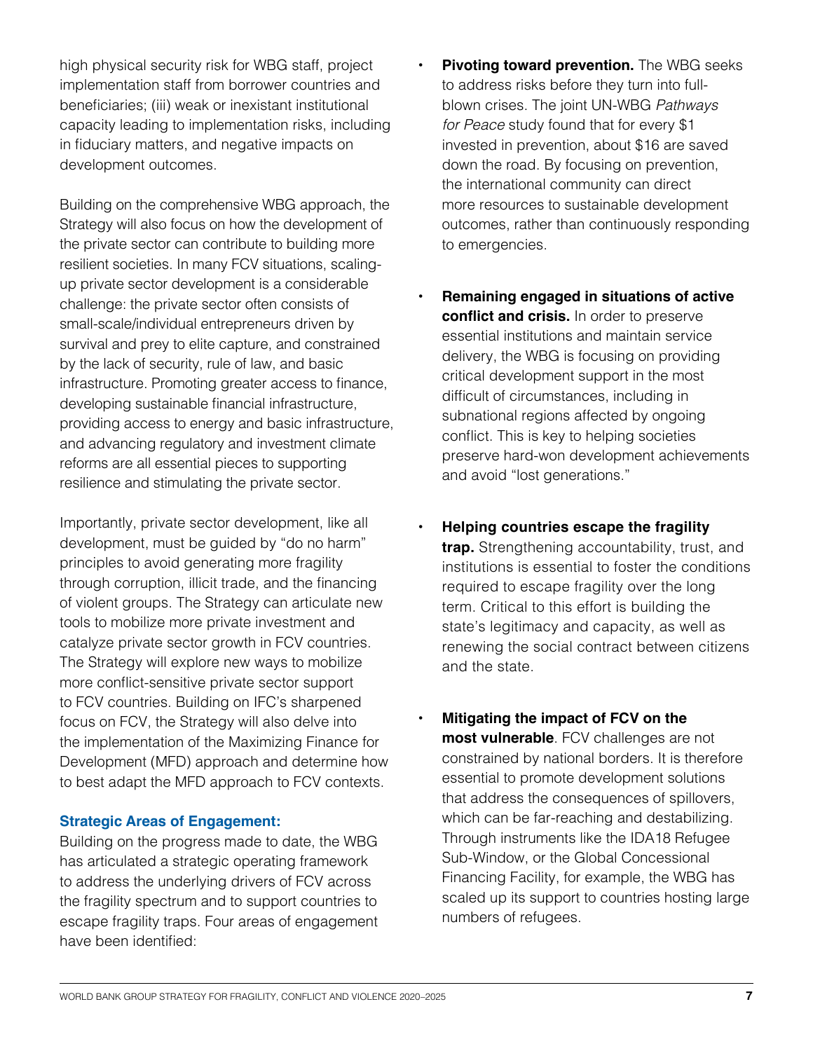high physical security risk for WBG staff, project implementation staff from borrower countries and beneficiaries; (iii) weak or inexistant institutional capacity leading to implementation risks, including in fiduciary matters, and negative impacts on development outcomes.

Building on the comprehensive WBG approach, the Strategy will also focus on how the development of the private sector can contribute to building more resilient societies. In many FCV situations, scaling-up private sector development is a considerable challenge: the private sector often consists of small-scale/individual entrepreneurs driven by survival and prey to elite capture, and constrained by the lack of security, rule of law, and basic infrastructure. Promoting greater access to finance, developing sustainable financial infrastructure, providing access to energy and basic infrastructure, and advancing regulatory and investment climate reforms are all essential pieces to supporting resilience and stimulating the private sector.

Importantly, private sector development, like all development, must be guided by "do no harm" principles to avoid generating more fragility through corruption, illicit trade, and the financing of violent groups. The Strategy can articulate new tools to mobilize more private investment and catalyze private sector growth in FCV countries. The Strategy will explore new ways to mobilize more conflict-sensitive private sector support to FCV countries. Building on IFC's sharpened focus on FCV, the Strategy will also delve into the implementation of the Maximizing Finance for Development (MFD) approach and determine how to best adapt the MFD approach to FCV contexts.

### Strategic Areas of Engagement:

Building on the progress made to date, the WBG has articulated a strategic operating framework to address the underlying drivers of FCV across the fragility spectrum and to support countries to escape fragility traps. Four areas of engagement have been identified:

- **Pivoting toward prevention.** The WBG seeks to address risks before they turn into full-blown crises. The joint UN-WBG *Pathways for Peace* study found that for every $1 invested in prevention, about $16 are saved down the road. By focusing on prevention, the international community can direct more resources to sustainable development outcomes, rather than continuously responding to emergencies.

- **Remaining engaged in situations of active conflict and crisis.** In order to preserve essential institutions and maintain service delivery, the WBG is focusing on providing critical development support in the most difficult of circumstances, including in subnational regions affected by ongoing conflict. This is key to helping societies preserve hard-won development achievements and avoid "lost generations."

- **Helping countries escape the fragility trap.** Strengthening accountability, trust, and institutions is essential to foster the conditions required to escape fragility over the long term. Critical to this effort is building the state's legitimacy and capacity, as well as renewing the social contract between citizens and the state.

- **Mitigating the impact of FCV on the most vulnerable**. FCV challenges are not constrained by national borders. It is therefore essential to promote development solutions that address the consequences of spillovers, which can be far-reaching and destabilizing. Through instruments like the IDA18 Refugee Sub-Window, or the Global Concessional Financing Facility, for example, the WBG has scaled up its support to countries hosting large numbers of refugees.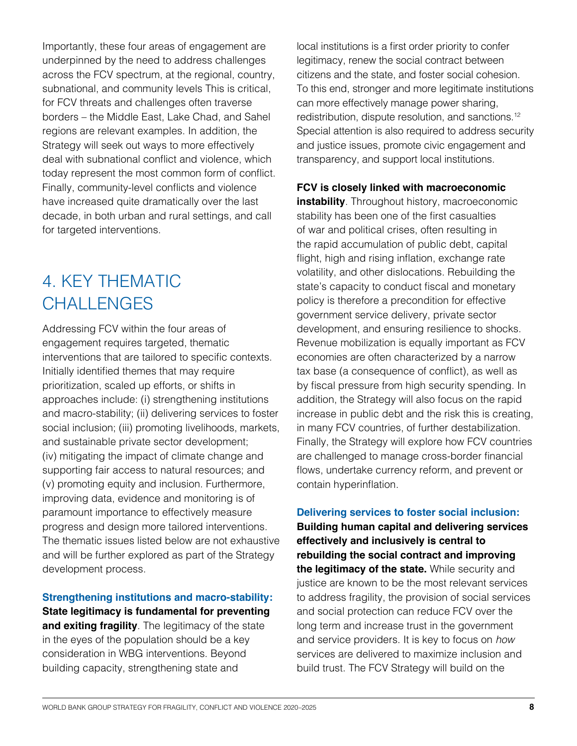Importantly, these four areas of engagement are underpinned by the need to address challenges across the FCV spectrum, at the regional, country, subnational, and community levels This is critical, for FCV threats and challenges often traverse borders – the Middle East, Lake Chad, and Sahel regions are relevant examples. In addition, the Strategy will seek out ways to more effectively deal with subnational conflict and violence, which today represent the most common form of conflict. Finally, community-level conflicts and violence have increased quite dramatically over the last decade, in both urban and rural settings, and call for targeted interventions.

## 4. KEY THEMATIC CHALLENGES

Addressing FCV within the four areas of engagement requires targeted, thematic interventions that are tailored to specific contexts. Initially identified themes that may require prioritization, scaled up efforts, or shifts in approaches include: (i) strengthening institutions and macro-stability; (ii) delivering services to foster social inclusion; (iii) promoting livelihoods, markets, and sustainable private sector development; (iv) mitigating the impact of climate change and supporting fair access to natural resources; and (v) promoting equity and inclusion. Furthermore, improving data, evidence and monitoring is of paramount importance to effectively measure progress and design more tailored interventions. The thematic issues listed below are not exhaustive and will be further explored as part of the Strategy development process.

**Strengthening institutions and macro-stability:**
**State legitimacy is fundamental for preventing and exiting fragility**. The legitimacy of the state in the eyes of the population should be a key consideration in WBG interventions. Beyond building capacity, strengthening state and local institutions is a first order priority to confer legitimacy, renew the social contract between citizens and the state, and foster social cohesion. To this end, stronger and more legitimate institutions can more effectively manage power sharing, redistribution, dispute resolution, and sanctions.[12] Special attention is also required to address security and justice issues, promote civic engagement and transparency, and support local institutions.

**FCV is closely linked with macroeconomic instability**. Throughout history, macroeconomic stability has been one of the first casualties of war and political crises, often resulting in the rapid accumulation of public debt, capital flight, high and rising inflation, exchange rate volatility, and other dislocations. Rebuilding the state's capacity to conduct fiscal and monetary policy is therefore a precondition for effective government service delivery, private sector development, and ensuring resilience to shocks. Revenue mobilization is equally important as FCV economies are often characterized by a narrow tax base (a consequence of conflict), as well as by fiscal pressure from high security spending. In addition, the Strategy will also focus on the rapid increase in public debt and the risk this is creating, in many FCV countries, of further destabilization. Finally, the Strategy will explore how FCV countries are challenged to manage cross-border financial flows, undertake currency reform, and prevent or contain hyperinflation.

**Delivering services to foster social inclusion:**
**Building human capital and delivering services effectively and inclusively is central to rebuilding the social contract and improving the legitimacy of the state.** While security and justice are known to be the most relevant services to address fragility, the provision of social services and social protection can reduce FCV over the long term and increase trust in the government and service providers. It is key to focus on *how* services are delivered to maximize inclusion and build trust. The FCV Strategy will build on the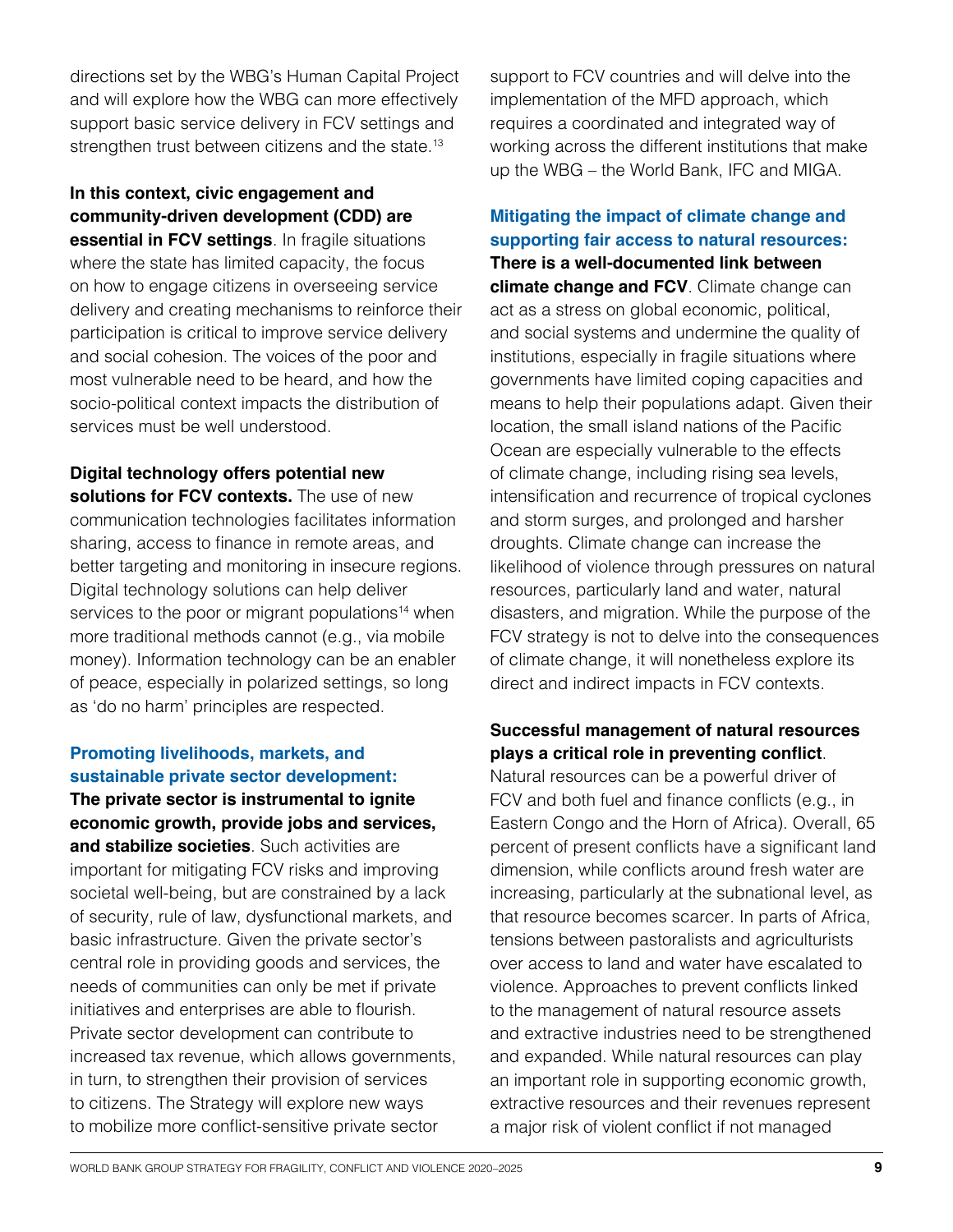directions set by the WBG's Human Capital Project and will explore how the WBG can more effectively support basic service delivery in FCV settings and strengthen trust between citizens and the state.[13]

**In this context, civic engagement and community-driven development (CDD) are essential in FCV settings**. In fragile situations where the state has limited capacity, the focus on how to engage citizens in overseeing service delivery and creating mechanisms to reinforce their participation is critical to improve service delivery and social cohesion. The voices of the poor and most vulnerable need to be heard, and how the socio-political context impacts the distribution of services must be well understood.

**Digital technology offers potential new solutions for FCV contexts.** The use of new communication technologies facilitates information sharing, access to finance in remote areas, and better targeting and monitoring in insecure regions. Digital technology solutions can help deliver services to the poor or migrant populations[14] when more traditional methods cannot (e.g., via mobile money). Information technology can be an enabler of peace, especially in polarized settings, so long as 'do no harm' principles are respected.

### Promoting livelihoods, markets, and sustainable private sector development:

**The private sector is instrumental to ignite economic growth, provide jobs and services, and stabilize societies**. Such activities are important for mitigating FCV risks and improving societal well-being, but are constrained by a lack of security, rule of law, dysfunctional markets, and basic infrastructure. Given the private sector's central role in providing goods and services, the needs of communities can only be met if private initiatives and enterprises are able to flourish. Private sector development can contribute to increased tax revenue, which allows governments, in turn, to strengthen their provision of services to citizens. The Strategy will explore new ways to mobilize more conflict-sensitive private sector support to FCV countries and will delve into the implementation of the MFD approach, which requires a coordinated and integrated way of working across the different institutions that make up the WBG – the World Bank, IFC and MIGA.

### Mitigating the impact of climate change and supporting fair access to natural resources:

**There is a well-documented link between climate change and FCV**. Climate change can act as a stress on global economic, political, and social systems and undermine the quality of institutions, especially in fragile situations where governments have limited coping capacities and means to help their populations adapt. Given their location, the small island nations of the Pacific Ocean are especially vulnerable to the effects of climate change, including rising sea levels, intensification and recurrence of tropical cyclones and storm surges, and prolonged and harsher droughts. Climate change can increase the likelihood of violence through pressures on natural resources, particularly land and water, natural disasters, and migration. While the purpose of the FCV strategy is not to delve into the consequences of climate change, it will nonetheless explore its direct and indirect impacts in FCV contexts.

**Successful management of natural resources plays a critical role in preventing conflict**. Natural resources can be a powerful driver of FCV and both fuel and finance conflicts (e.g., in Eastern Congo and the Horn of Africa). Overall, 65 percent of present conflicts have a significant land dimension, while conflicts around fresh water are increasing, particularly at the subnational level, as that resource becomes scarcer. In parts of Africa, tensions between pastoralists and agriculturists over access to land and water have escalated to violence. Approaches to prevent conflicts linked to the management of natural resource assets and extractive industries need to be strengthened and expanded. While natural resources can play an important role in supporting economic growth, extractive resources and their revenues represent a major risk of violent conflict if not managed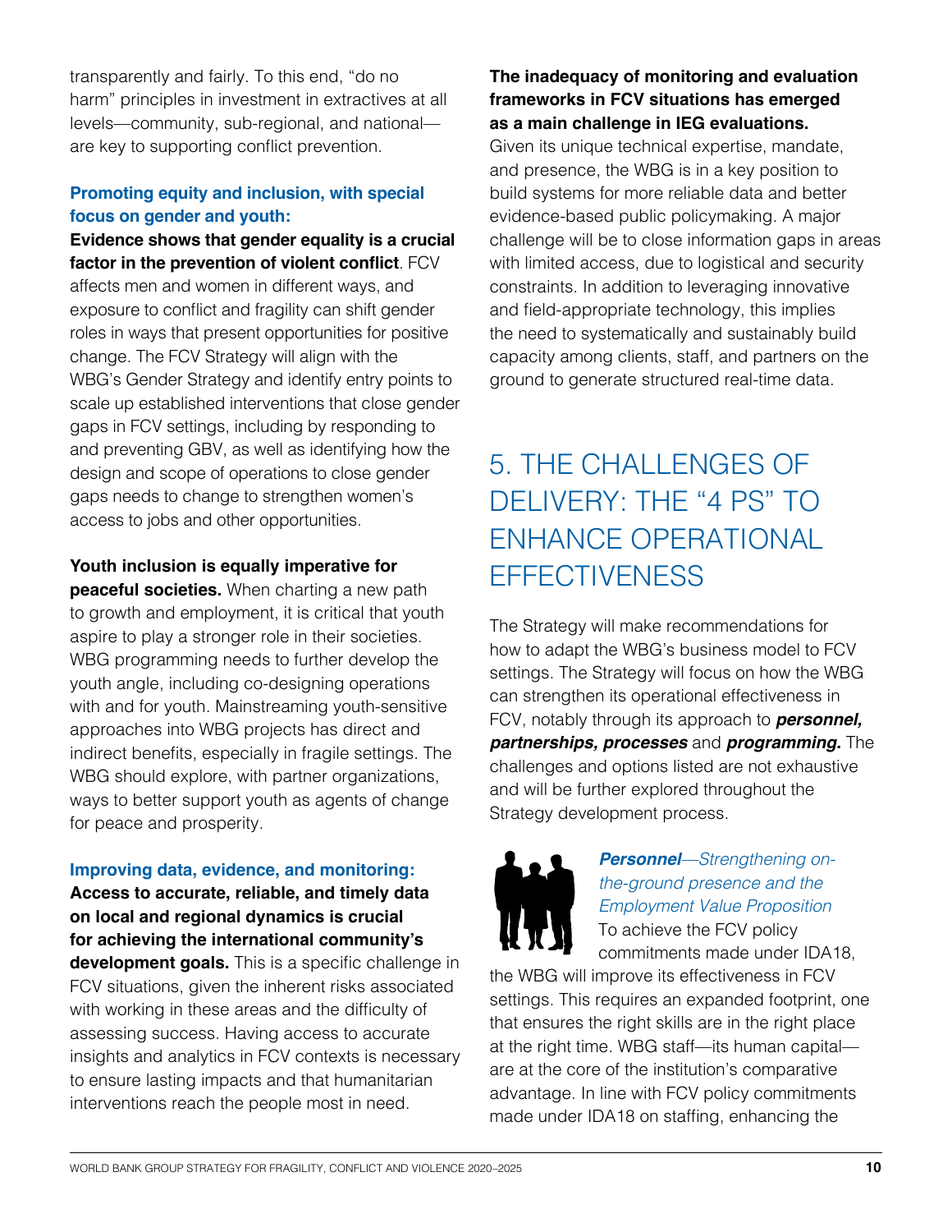transparently and fairly. To this end, "do no harm" principles in investment in extractives at all levels—community, sub-regional, and national—are key to supporting conflict prevention.

**Promoting equity and inclusion, with special focus on gender and youth:**

**Evidence shows that gender equality is a crucial factor in the prevention of violent conflict**. FCV affects men and women in different ways, and exposure to conflict and fragility can shift gender roles in ways that present opportunities for positive change. The FCV Strategy will align with the WBG's Gender Strategy and identify entry points to scale up established interventions that close gender gaps in FCV settings, including by responding to and preventing GBV, as well as identifying how the design and scope of operations to close gender gaps needs to change to strengthen women's access to jobs and other opportunities.

**Youth inclusion is equally imperative for peaceful societies.** When charting a new path to growth and employment, it is critical that youth aspire to play a stronger role in their societies. WBG programming needs to further develop the youth angle, including co-designing operations with and for youth. Mainstreaming youth-sensitive approaches into WBG projects has direct and indirect benefits, especially in fragile settings. The WBG should explore, with partner organizations, ways to better support youth as agents of change for peace and prosperity.

**Improving data, evidence, and monitoring:**

**Access to accurate, reliable, and timely data on local and regional dynamics is crucial for achieving the international community's development goals.** This is a specific challenge in FCV situations, given the inherent risks associated with working in these areas and the difficulty of assessing success. Having access to accurate insights and analytics in FCV contexts is necessary to ensure lasting impacts and that humanitarian interventions reach the people most in need.

**The inadequacy of monitoring and evaluation frameworks in FCV situations has emerged as a main challenge in IEG evaluations.** Given its unique technical expertise, mandate, and presence, the WBG is in a key position to build systems for more reliable data and better evidence-based public policymaking. A major challenge will be to close information gaps in areas with limited access, due to logistical and security constraints. In addition to leveraging innovative and field-appropriate technology, this implies the need to systematically and sustainably build capacity among clients, staff, and partners on the ground to generate structured real-time data.

# 5. THE CHALLENGES OF DELIVERY: THE "4 PS" TO ENHANCE OPERATIONAL EFFECTIVENESS

The Strategy will make recommendations for how to adapt the WBG's business model to FCV settings. The Strategy will focus on how the WBG can strengthen its operational effectiveness in FCV, notably through its approach to ***personnel, partnerships, processes*** and ***programming.*** The challenges and options listed are not exhaustive and will be further explored throughout the Strategy development process.

***Personnel****—Strengthening on-the-ground presence and the Employment Value Proposition*

To achieve the FCV policy commitments made under IDA18, the WBG will improve its effectiveness in FCV settings. This requires an expanded footprint, one that ensures the right skills are in the right place at the right time. WBG staff—its human capital—are at the core of the institution's comparative advantage. In line with FCV policy commitments made under IDA18 on staffing, enhancing the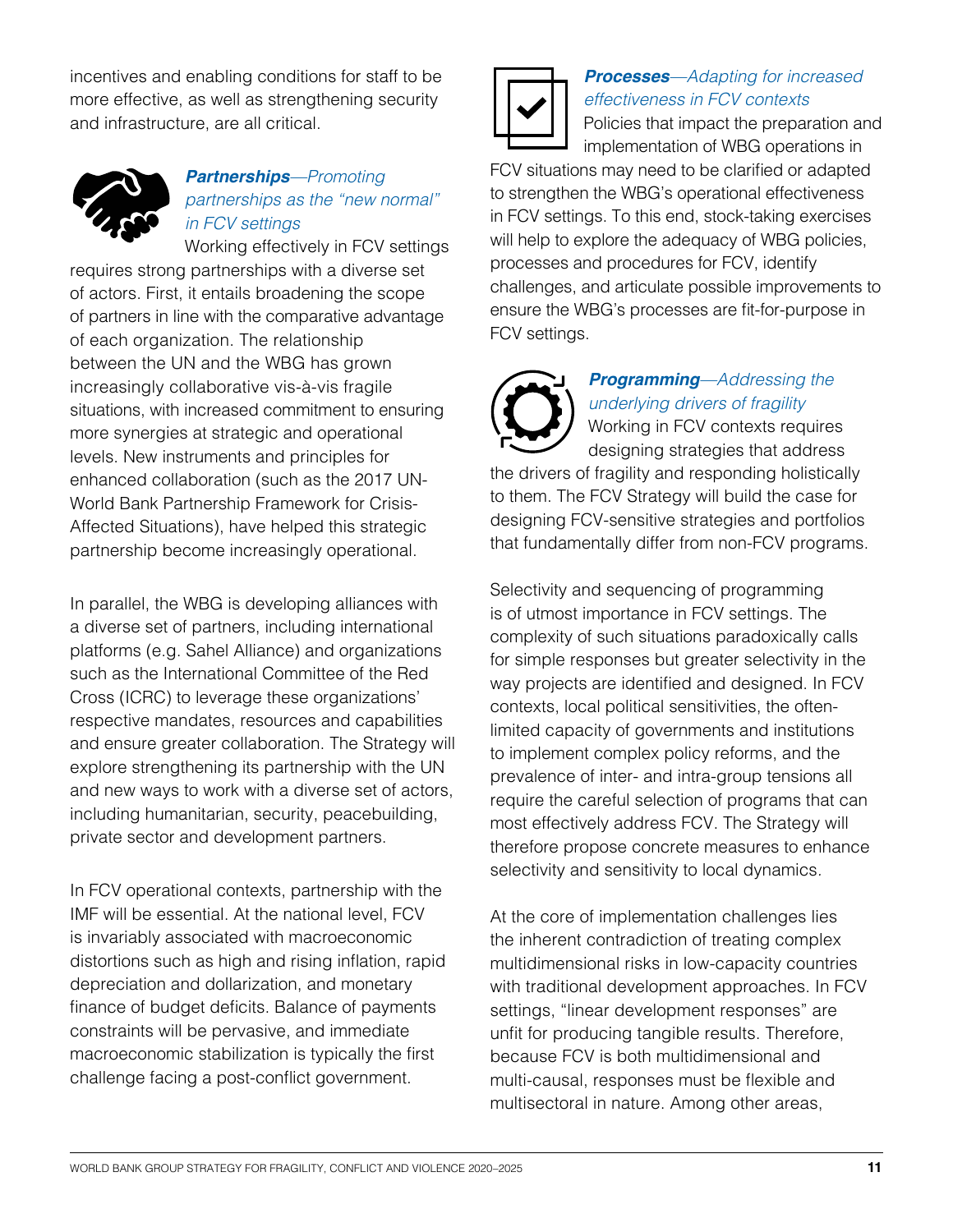incentives and enabling conditions for staff to be more effective, as well as strengthening security and infrastructure, are all critical.

***Partnerships****—Promoting partnerships as the "new normal" in FCV settings*

Working effectively in FCV settings requires strong partnerships with a diverse set of actors. First, it entails broadening the scope of partners in line with the comparative advantage of each organization. The relationship between the UN and the WBG has grown increasingly collaborative vis-à-vis fragile situations, with increased commitment to ensuring more synergies at strategic and operational levels. New instruments and principles for enhanced collaboration (such as the 2017 UN-World Bank Partnership Framework for Crisis-Affected Situations), have helped this strategic partnership become increasingly operational.

In parallel, the WBG is developing alliances with a diverse set of partners, including international platforms (e.g. Sahel Alliance) and organizations such as the International Committee of the Red Cross (ICRC) to leverage these organizations' respective mandates, resources and capabilities and ensure greater collaboration. The Strategy will explore strengthening its partnership with the UN and new ways to work with a diverse set of actors, including humanitarian, security, peacebuilding, private sector and development partners.

In FCV operational contexts, partnership with the IMF will be essential. At the national level, FCV is invariably associated with macroeconomic distortions such as high and rising inflation, rapid depreciation and dollarization, and monetary finance of budget deficits. Balance of payments constraints will be pervasive, and immediate macroeconomic stabilization is typically the first challenge facing a post-conflict government.

***Processes****—Adapting for increased effectiveness in FCV contexts*

Policies that impact the preparation and implementation of WBG operations in FCV situations may need to be clarified or adapted to strengthen the WBG's operational effectiveness in FCV settings. To this end, stock-taking exercises will help to explore the adequacy of WBG policies, processes and procedures for FCV, identify challenges, and articulate possible improvements to ensure the WBG's processes are fit-for-purpose in FCV settings.

***Programming****—Addressing the underlying drivers of fragility*

Working in FCV contexts requires designing strategies that address the drivers of fragility and responding holistically to them. The FCV Strategy will build the case for designing FCV-sensitive strategies and portfolios that fundamentally differ from non-FCV programs.

Selectivity and sequencing of programming is of utmost importance in FCV settings. The complexity of such situations paradoxically calls for simple responses but greater selectivity in the way projects are identified and designed. In FCV contexts, local political sensitivities, the often-limited capacity of governments and institutions to implement complex policy reforms, and the prevalence of inter- and intra-group tensions all require the careful selection of programs that can most effectively address FCV. The Strategy will therefore propose concrete measures to enhance selectivity and sensitivity to local dynamics.

At the core of implementation challenges lies the inherent contradiction of treating complex multidimensional risks in low-capacity countries with traditional development approaches. In FCV settings, "linear development responses" are unfit for producing tangible results. Therefore, because FCV is both multidimensional and multi-causal, responses must be flexible and multisectoral in nature. Among other areas,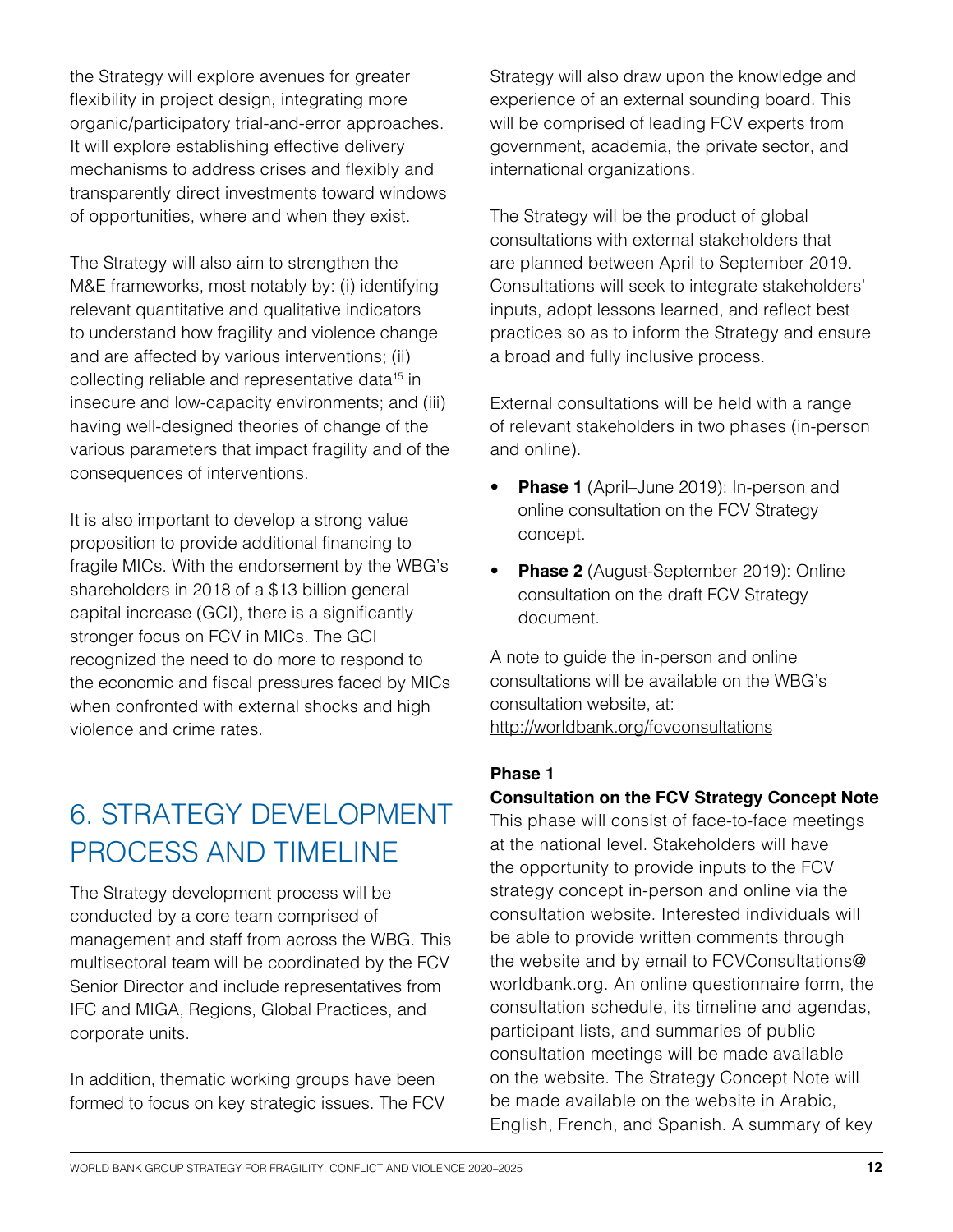the Strategy will explore avenues for greater flexibility in project design, integrating more organic/participatory trial-and-error approaches. It will explore establishing effective delivery mechanisms to address crises and flexibly and transparently direct investments toward windows of opportunities, where and when they exist.

The Strategy will also aim to strengthen the M&E frameworks, most notably by: (i) identifying relevant quantitative and qualitative indicators to understand how fragility and violence change and are affected by various interventions; (ii) collecting reliable and representative data[15] in insecure and low-capacity environments; and (iii) having well-designed theories of change of the various parameters that impact fragility and of the consequences of interventions.

It is also important to develop a strong value proposition to provide additional financing to fragile MICs. With the endorsement by the WBG's shareholders in 2018 of a $13 billion general capital increase (GCI), there is a significantly stronger focus on FCV in MICs. The GCI recognized the need to do more to respond to the economic and fiscal pressures faced by MICs when confronted with external shocks and high violence and crime rates.

# 6. STRATEGY DEVELOPMENT PROCESS AND TIMELINE

The Strategy development process will be conducted by a core team comprised of management and staff from across the WBG. This multisectoral team will be coordinated by the FCV Senior Director and include representatives from IFC and MIGA, Regions, Global Practices, and corporate units.

In addition, thematic working groups have been formed to focus on key strategic issues. The FCV Strategy will also draw upon the knowledge and experience of an external sounding board. This will be comprised of leading FCV experts from government, academia, the private sector, and international organizations.

The Strategy will be the product of global consultations with external stakeholders that are planned between April to September 2019. Consultations will seek to integrate stakeholders' inputs, adopt lessons learned, and reflect best practices so as to inform the Strategy and ensure a broad and fully inclusive process.

External consultations will be held with a range of relevant stakeholders in two phases (in-person and online).

- **Phase 1** (April–June 2019): In-person and online consultation on the FCV Strategy concept.
- **Phase 2** (August-September 2019): Online consultation on the draft FCV Strategy document.

A note to guide the in-person and online consultations will be available on the WBG's consultation website, at: http://worldbank.org/fcvconsultations

**Phase 1**

**Consultation on the FCV Strategy Concept Note**

This phase will consist of face-to-face meetings at the national level. Stakeholders will have the opportunity to provide inputs to the FCV strategy concept in-person and online via the consultation website. Interested individuals will be able to provide written comments through the website and by email to FCVConsultations@worldbank.org. An online questionnaire form, the consultation schedule, its timeline and agendas, participant lists, and summaries of public consultation meetings will be made available on the website. The Strategy Concept Note will be made available on the website in Arabic, English, French, and Spanish. A summary of key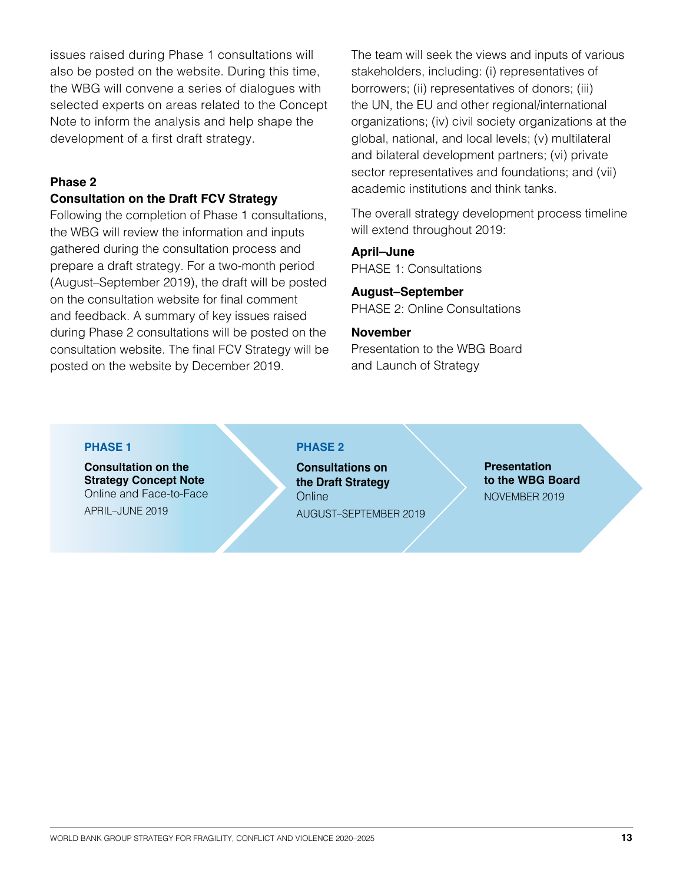issues raised during Phase 1 consultations will also be posted on the website. During this time, the WBG will convene a series of dialogues with selected experts on areas related to the Concept Note to inform the analysis and help shape the development of a first draft strategy.

### Phase 2
### Consultation on the Draft FCV Strategy

Following the completion of Phase 1 consultations, the WBG will review the information and inputs gathered during the consultation process and prepare a draft strategy. For a two-month period (August–September 2019), the draft will be posted on the consultation website for final comment and feedback. A summary of key issues raised during Phase 2 consultations will be posted on the consultation website. The final FCV Strategy will be posted on the website by December 2019.

The team will seek the views and inputs of various stakeholders, including: (i) representatives of borrowers; (ii) representatives of donors; (iii) the UN, the EU and other regional/international organizations; (iv) civil society organizations at the global, national, and local levels; (v) multilateral and bilateral development partners; (vi) private sector representatives and foundations; and (vii) academic institutions and think tanks.

The overall strategy development process timeline will extend throughout 2019:

**April–June**
PHASE 1: Consultations

**August–September**
PHASE 2: Online Consultations

**November**
Presentation to the WBG Board and Launch of Strategy

**PHASE 1**
**Consultation on the Strategy Concept Note**
Online and Face-to-Face
APRIL–JUNE 2019

**PHASE 2**
**Consultations on the Draft Strategy**
Online
AUGUST–SEPTEMBER 2019

**Presentation to the WBG Board**
NOVEMBER 2019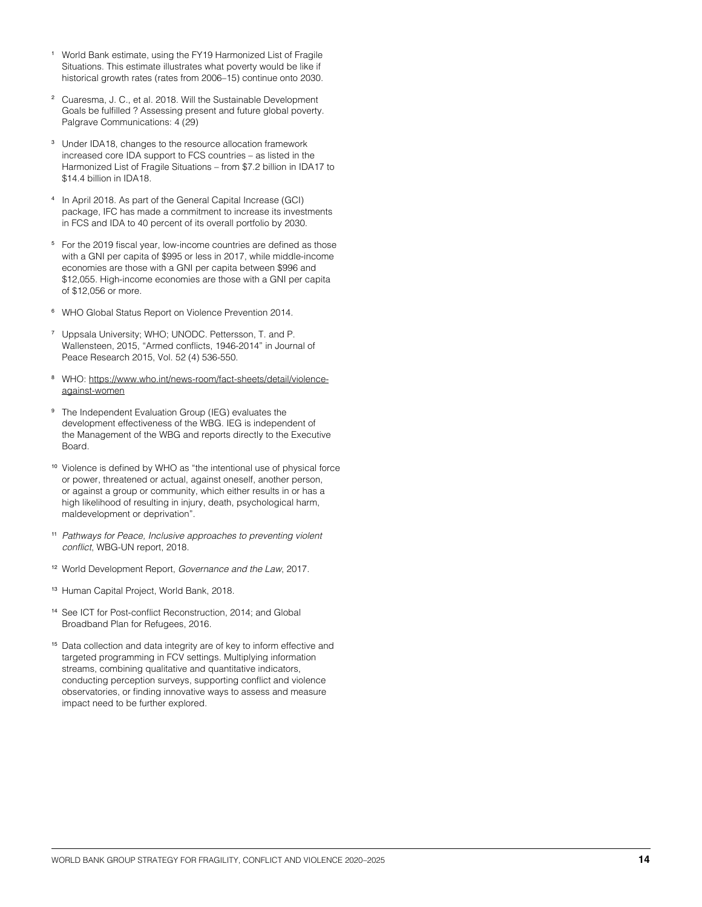[1] World Bank estimate, using the FY19 Harmonized List of Fragile Situations. This estimate illustrates what poverty would be like if historical growth rates (rates from 2006–15) continue onto 2030.

[2] Cuaresma, J. C., et al. 2018. Will the Sustainable Development Goals be fulfilled ? Assessing present and future global poverty. Palgrave Communications: 4 (29)

[3] Under IDA18, changes to the resource allocation framework increased core IDA support to FCS countries – as listed in the Harmonized List of Fragile Situations – from $7.2 billion in IDA17 to $14.4 billion in IDA18.

[4] In April 2018. As part of the General Capital Increase (GCI) package, IFC has made a commitment to increase its investments in FCS and IDA to 40 percent of its overall portfolio by 2030.

[5] For the 2019 fiscal year, low-income countries are defined as those with a GNI per capita of $995 or less in 2017, while middle-income economies are those with a GNI per capita between $996 and $12,055. High-income economies are those with a GNI per capita of $12,056 or more.

[6] WHO Global Status Report on Violence Prevention 2014.

[7] Uppsala University; WHO; UNODC. Pettersson, T. and P. Wallensteen, 2015, "Armed conflicts, 1946-2014" in Journal of Peace Research 2015, Vol. 52 (4) 536-550.

[8] WHO: https://www.who.int/news-room/fact-sheets/detail/violence-against-women

[9] The Independent Evaluation Group (IEG) evaluates the development effectiveness of the WBG. IEG is independent of the Management of the WBG and reports directly to the Executive Board.

[10] Violence is defined by WHO as "the intentional use of physical force or power, threatened or actual, against oneself, another person, or against a group or community, which either results in or has a high likelihood of resulting in injury, death, psychological harm, maldevelopment or deprivation".

[11] *Pathways for Peace, Inclusive approaches to preventing violent conflict*, WBG-UN report, 2018.

[12] World Development Report, *Governance and the Law*, 2017.

[13] Human Capital Project, World Bank, 2018.

[14] See ICT for Post-conflict Reconstruction, 2014; and Global Broadband Plan for Refugees, 2016.

[15] Data collection and data integrity are of key to inform effective and targeted programming in FCV settings. Multiplying information streams, combining qualitative and quantitative indicators, conducting perception surveys, supporting conflict and violence observatories, or finding innovative ways to assess and measure impact need to be further explored.